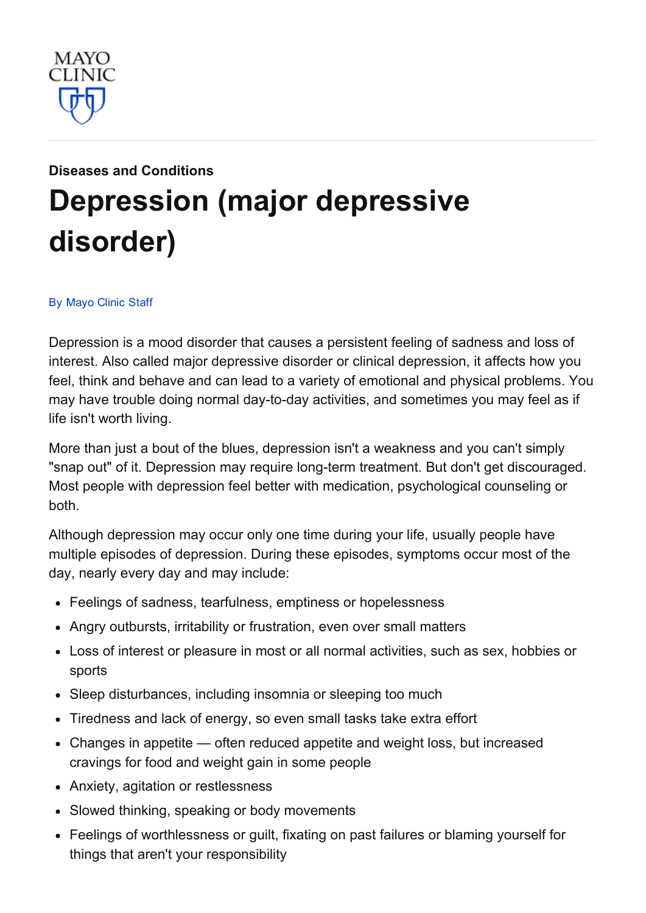MAYO CLINIC

**Diseases and Conditions**

# Depression (major depressive disorder)

By Mayo Clinic Staff

Depression is a mood disorder that causes a persistent feeling of sadness and loss of interest. Also called major depressive disorder or clinical depression, it affects how you feel, think and behave and can lead to a variety of emotional and physical problems. You may have trouble doing normal day-to-day activities, and sometimes you may feel as if life isn't worth living.

More than just a bout of the blues, depression isn't a weakness and you can't simply "snap out" of it. Depression may require long-term treatment. But don't get discouraged. Most people with depression feel better with medication, psychological counseling or both.

Although depression may occur only one time during your life, usually people have multiple episodes of depression. During these episodes, symptoms occur most of the day, nearly every day and may include:

- Feelings of sadness, tearfulness, emptiness or hopelessness
- Angry outbursts, irritability or frustration, even over small matters
- Loss of interest or pleasure in most or all normal activities, such as sex, hobbies or sports
- Sleep disturbances, including insomnia or sleeping too much
- Tiredness and lack of energy, so even small tasks take extra effort
- Changes in appetite — often reduced appetite and weight loss, but increased cravings for food and weight gain in some people
- Anxiety, agitation or restlessness
- Slowed thinking, speaking or body movements
- Feelings of worthlessness or guilt, fixating on past failures or blaming yourself for things that aren't your responsibility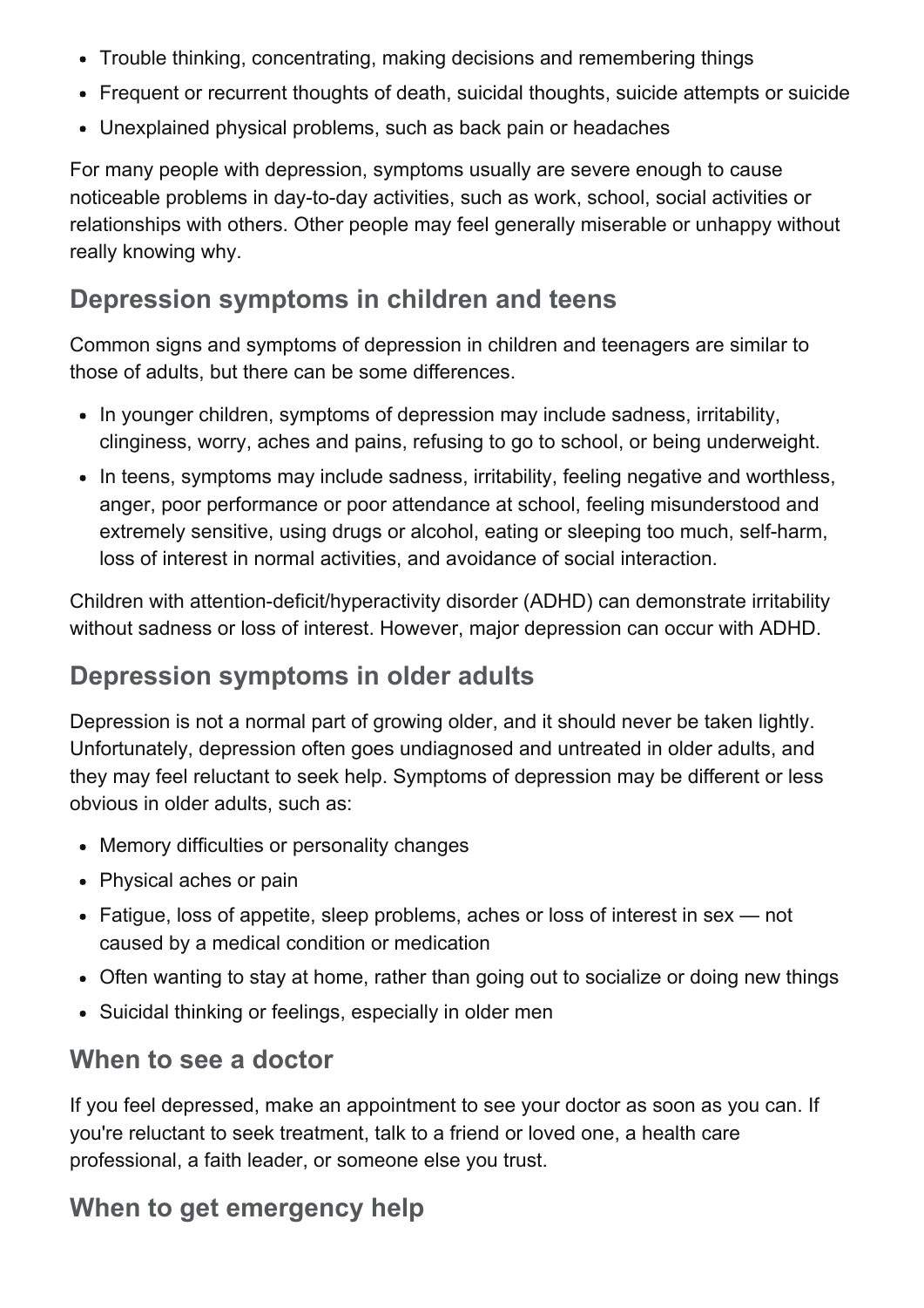- Trouble thinking, concentrating, making decisions and remembering things
- Frequent or recurrent thoughts of death, suicidal thoughts, suicide attempts or suicide
- Unexplained physical problems, such as back pain or headaches

For many people with depression, symptoms usually are severe enough to cause noticeable problems in day-to-day activities, such as work, school, social activities or relationships with others. Other people may feel generally miserable or unhappy without really knowing why.

## Depression symptoms in children and teens

Common signs and symptoms of depression in children and teenagers are similar to those of adults, but there can be some differences.

- In younger children, symptoms of depression may include sadness, irritability, clinginess, worry, aches and pains, refusing to go to school, or being underweight.
- In teens, symptoms may include sadness, irritability, feeling negative and worthless, anger, poor performance or poor attendance at school, feeling misunderstood and extremely sensitive, using drugs or alcohol, eating or sleeping too much, self-harm, loss of interest in normal activities, and avoidance of social interaction.

Children with attention-deficit/hyperactivity disorder (ADHD) can demonstrate irritability without sadness or loss of interest. However, major depression can occur with ADHD.

## Depression symptoms in older adults

Depression is not a normal part of growing older, and it should never be taken lightly. Unfortunately, depression often goes undiagnosed and untreated in older adults, and they may feel reluctant to seek help. Symptoms of depression may be different or less obvious in older adults, such as:

- Memory difficulties or personality changes
- Physical aches or pain
- Fatigue, loss of appetite, sleep problems, aches or loss of interest in sex — not caused by a medical condition or medication
- Often wanting to stay at home, rather than going out to socialize or doing new things
- Suicidal thinking or feelings, especially in older men

## When to see a doctor

If you feel depressed, make an appointment to see your doctor as soon as you can. If you're reluctant to seek treatment, talk to a friend or loved one, a health care professional, a faith leader, or someone else you trust.

## When to get emergency help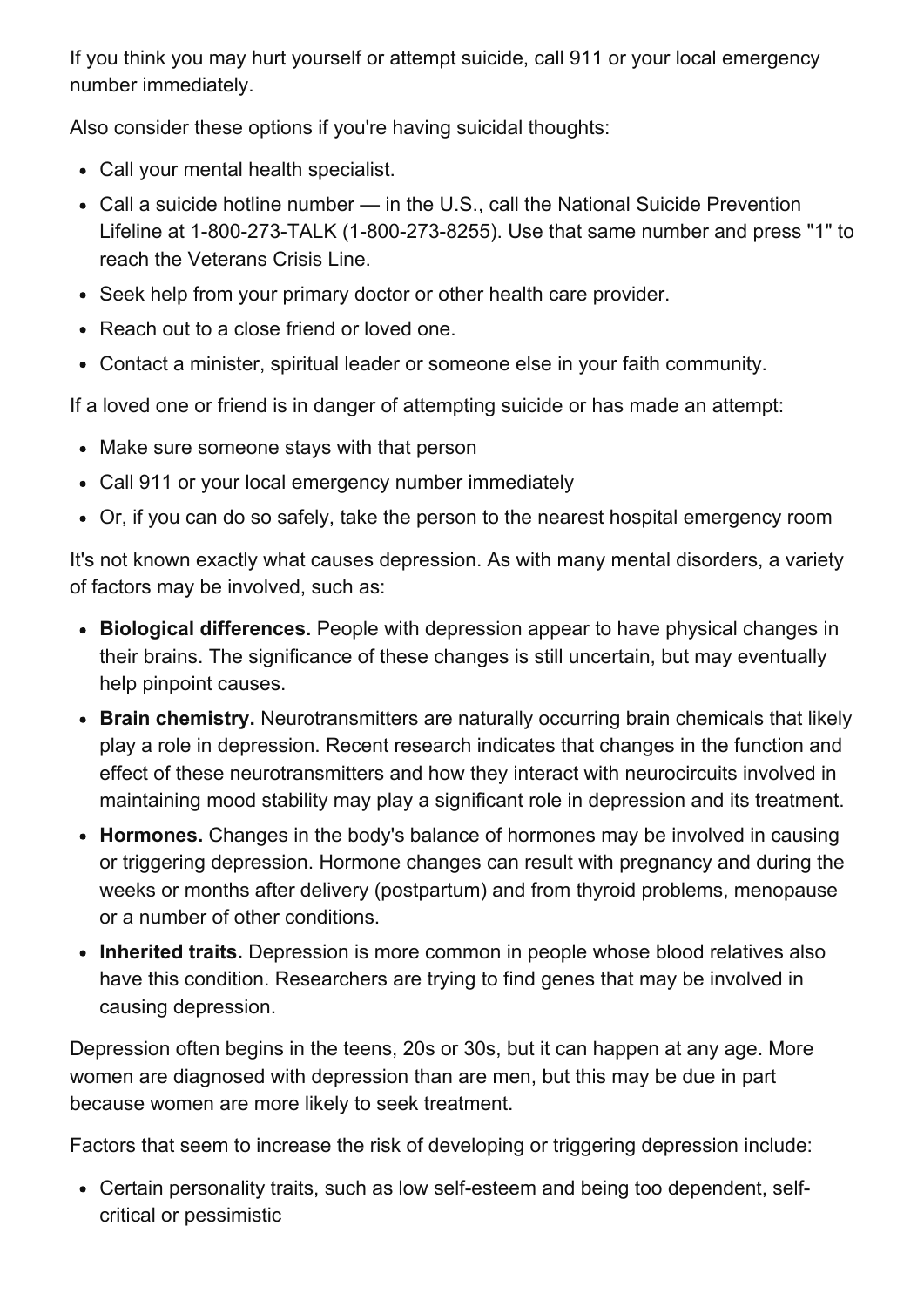If you think you may hurt yourself or attempt suicide, call 911 or your local emergency number immediately.

Also consider these options if you're having suicidal thoughts:

- Call your mental health specialist.
- Call a suicide hotline number — in the U.S., call the National Suicide Prevention Lifeline at 1-800-273-TALK (1-800-273-8255). Use that same number and press "1" to reach the Veterans Crisis Line.
- Seek help from your primary doctor or other health care provider.
- Reach out to a close friend or loved one.
- Contact a minister, spiritual leader or someone else in your faith community.

If a loved one or friend is in danger of attempting suicide or has made an attempt:

- Make sure someone stays with that person
- Call 911 or your local emergency number immediately
- Or, if you can do so safely, take the person to the nearest hospital emergency room

It's not known exactly what causes depression. As with many mental disorders, a variety of factors may be involved, such as:

- **Biological differences.** People with depression appear to have physical changes in their brains. The significance of these changes is still uncertain, but may eventually help pinpoint causes.
- **Brain chemistry.** Neurotransmitters are naturally occurring brain chemicals that likely play a role in depression. Recent research indicates that changes in the function and effect of these neurotransmitters and how they interact with neurocircuits involved in maintaining mood stability may play a significant role in depression and its treatment.
- **Hormones.** Changes in the body's balance of hormones may be involved in causing or triggering depression. Hormone changes can result with pregnancy and during the weeks or months after delivery (postpartum) and from thyroid problems, menopause or a number of other conditions.
- **Inherited traits.** Depression is more common in people whose blood relatives also have this condition. Researchers are trying to find genes that may be involved in causing depression.

Depression often begins in the teens, 20s or 30s, but it can happen at any age. More women are diagnosed with depression than are men, but this may be due in part because women are more likely to seek treatment.

Factors that seem to increase the risk of developing or triggering depression include:

- Certain personality traits, such as low self-esteem and being too dependent, self-critical or pessimistic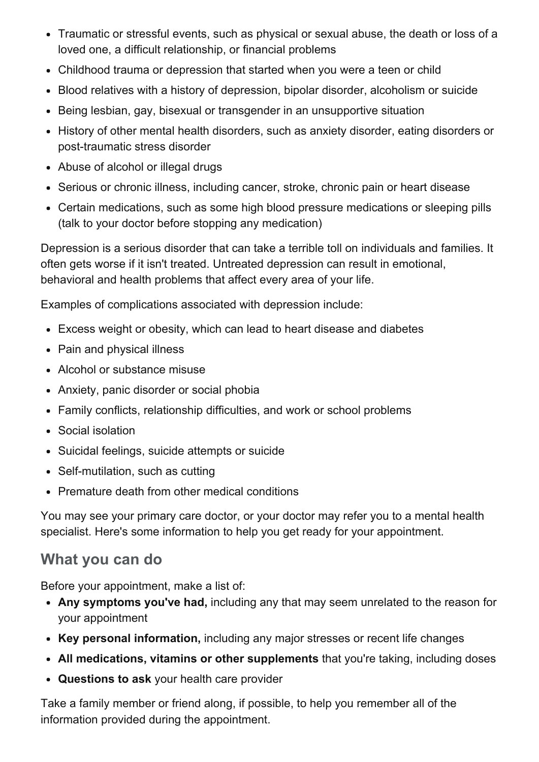- Traumatic or stressful events, such as physical or sexual abuse, the death or loss of a loved one, a difficult relationship, or financial problems
- Childhood trauma or depression that started when you were a teen or child
- Blood relatives with a history of depression, bipolar disorder, alcoholism or suicide
- Being lesbian, gay, bisexual or transgender in an unsupportive situation
- History of other mental health disorders, such as anxiety disorder, eating disorders or post-traumatic stress disorder
- Abuse of alcohol or illegal drugs
- Serious or chronic illness, including cancer, stroke, chronic pain or heart disease
- Certain medications, such as some high blood pressure medications or sleeping pills (talk to your doctor before stopping any medication)

Depression is a serious disorder that can take a terrible toll on individuals and families. It often gets worse if it isn't treated. Untreated depression can result in emotional, behavioral and health problems that affect every area of your life.

Examples of complications associated with depression include:

- Excess weight or obesity, which can lead to heart disease and diabetes
- Pain and physical illness
- Alcohol or substance misuse
- Anxiety, panic disorder or social phobia
- Family conflicts, relationship difficulties, and work or school problems
- Social isolation
- Suicidal feelings, suicide attempts or suicide
- Self-mutilation, such as cutting
- Premature death from other medical conditions

You may see your primary care doctor, or your doctor may refer you to a mental health specialist. Here's some information to help you get ready for your appointment.

## What you can do

Before your appointment, make a list of:

- **Any symptoms you've had,** including any that may seem unrelated to the reason for your appointment
- **Key personal information,** including any major stresses or recent life changes
- **All medications, vitamins or other supplements** that you're taking, including doses
- **Questions to ask** your health care provider

Take a family member or friend along, if possible, to help you remember all of the information provided during the appointment.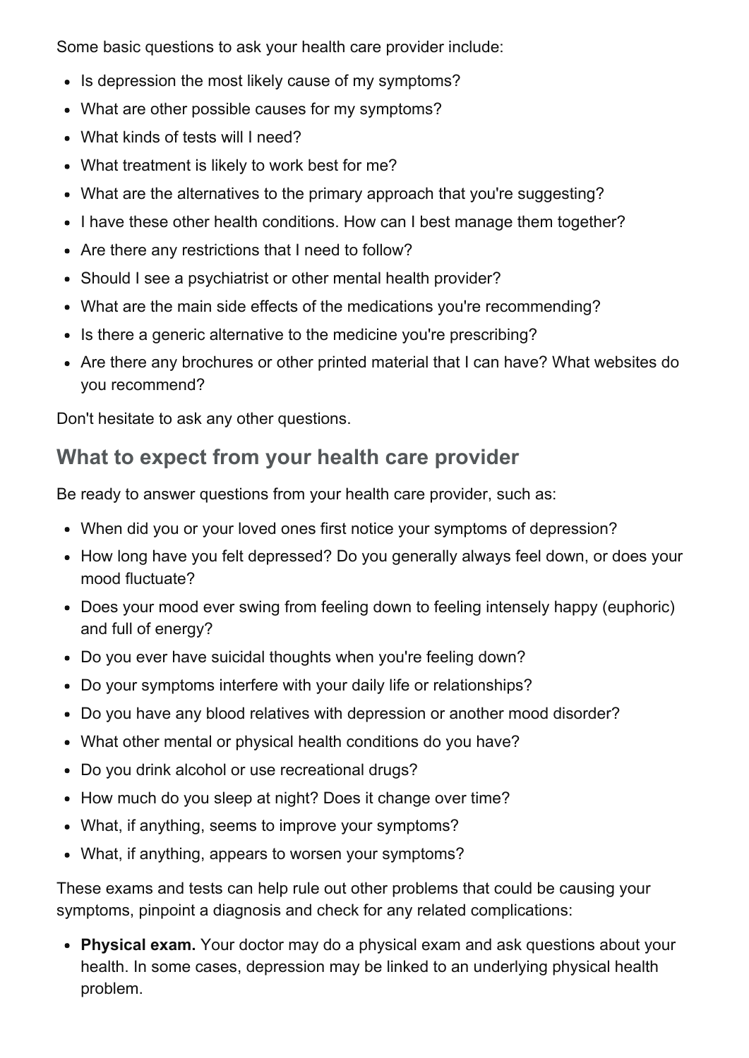Some basic questions to ask your health care provider include:

- Is depression the most likely cause of my symptoms?
- What are other possible causes for my symptoms?
- What kinds of tests will I need?
- What treatment is likely to work best for me?
- What are the alternatives to the primary approach that you're suggesting?
- I have these other health conditions. How can I best manage them together?
- Are there any restrictions that I need to follow?
- Should I see a psychiatrist or other mental health provider?
- What are the main side effects of the medications you're recommending?
- Is there a generic alternative to the medicine you're prescribing?
- Are there any brochures or other printed material that I can have? What websites do you recommend?

Don't hesitate to ask any other questions.

## What to expect from your health care provider

Be ready to answer questions from your health care provider, such as:

- When did you or your loved ones first notice your symptoms of depression?
- How long have you felt depressed? Do you generally always feel down, or does your mood fluctuate?
- Does your mood ever swing from feeling down to feeling intensely happy (euphoric) and full of energy?
- Do you ever have suicidal thoughts when you're feeling down?
- Do your symptoms interfere with your daily life or relationships?
- Do you have any blood relatives with depression or another mood disorder?
- What other mental or physical health conditions do you have?
- Do you drink alcohol or use recreational drugs?
- How much do you sleep at night? Does it change over time?
- What, if anything, seems to improve your symptoms?
- What, if anything, appears to worsen your symptoms?

These exams and tests can help rule out other problems that could be causing your symptoms, pinpoint a diagnosis and check for any related complications:

- **Physical exam.** Your doctor may do a physical exam and ask questions about your health. In some cases, depression may be linked to an underlying physical health problem.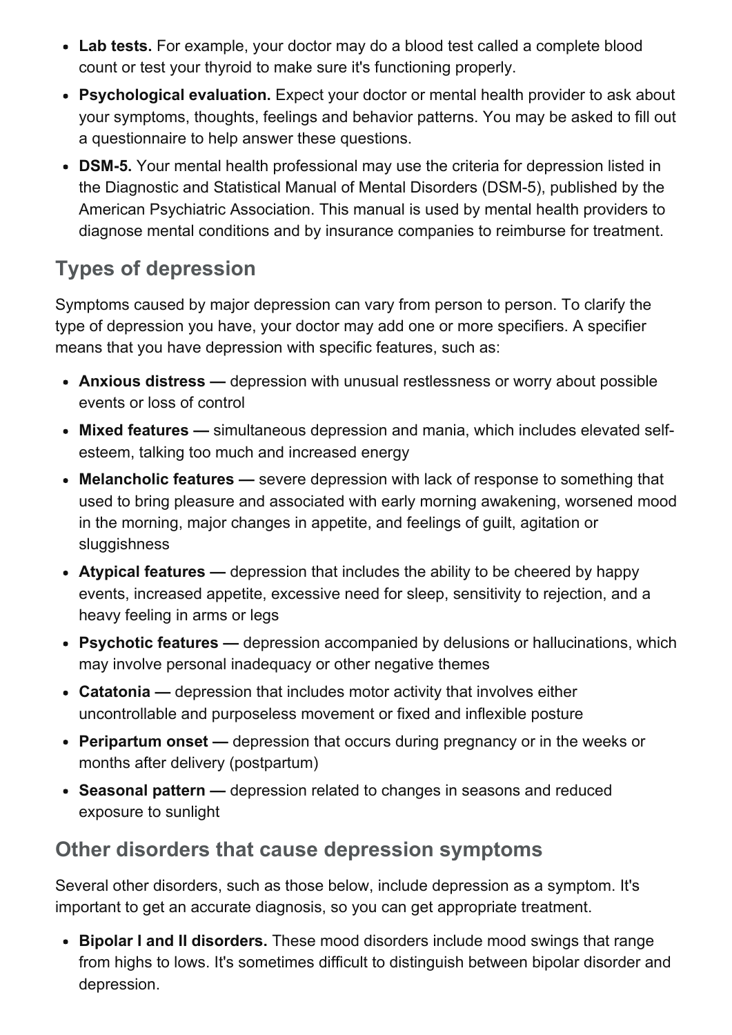- **Lab tests.** For example, your doctor may do a blood test called a complete blood count or test your thyroid to make sure it's functioning properly.
- **Psychological evaluation.** Expect your doctor or mental health provider to ask about your symptoms, thoughts, feelings and behavior patterns. You may be asked to fill out a questionnaire to help answer these questions.
- **DSM-5.** Your mental health professional may use the criteria for depression listed in the Diagnostic and Statistical Manual of Mental Disorders (DSM-5), published by the American Psychiatric Association. This manual is used by mental health providers to diagnose mental conditions and by insurance companies to reimburse for treatment.

## Types of depression

Symptoms caused by major depression can vary from person to person. To clarify the type of depression you have, your doctor may add one or more specifiers. A specifier means that you have depression with specific features, such as:

- **Anxious distress —** depression with unusual restlessness or worry about possible events or loss of control
- **Mixed features —** simultaneous depression and mania, which includes elevated self-esteem, talking too much and increased energy
- **Melancholic features —** severe depression with lack of response to something that used to bring pleasure and associated with early morning awakening, worsened mood in the morning, major changes in appetite, and feelings of guilt, agitation or sluggishness
- **Atypical features —** depression that includes the ability to be cheered by happy events, increased appetite, excessive need for sleep, sensitivity to rejection, and a heavy feeling in arms or legs
- **Psychotic features —** depression accompanied by delusions or hallucinations, which may involve personal inadequacy or other negative themes
- **Catatonia —** depression that includes motor activity that involves either uncontrollable and purposeless movement or fixed and inflexible posture
- **Peripartum onset —** depression that occurs during pregnancy or in the weeks or months after delivery (postpartum)
- **Seasonal pattern —** depression related to changes in seasons and reduced exposure to sunlight

## Other disorders that cause depression symptoms

Several other disorders, such as those below, include depression as a symptom. It's important to get an accurate diagnosis, so you can get appropriate treatment.

- **Bipolar I and II disorders.** These mood disorders include mood swings that range from highs to lows. It's sometimes difficult to distinguish between bipolar disorder and depression.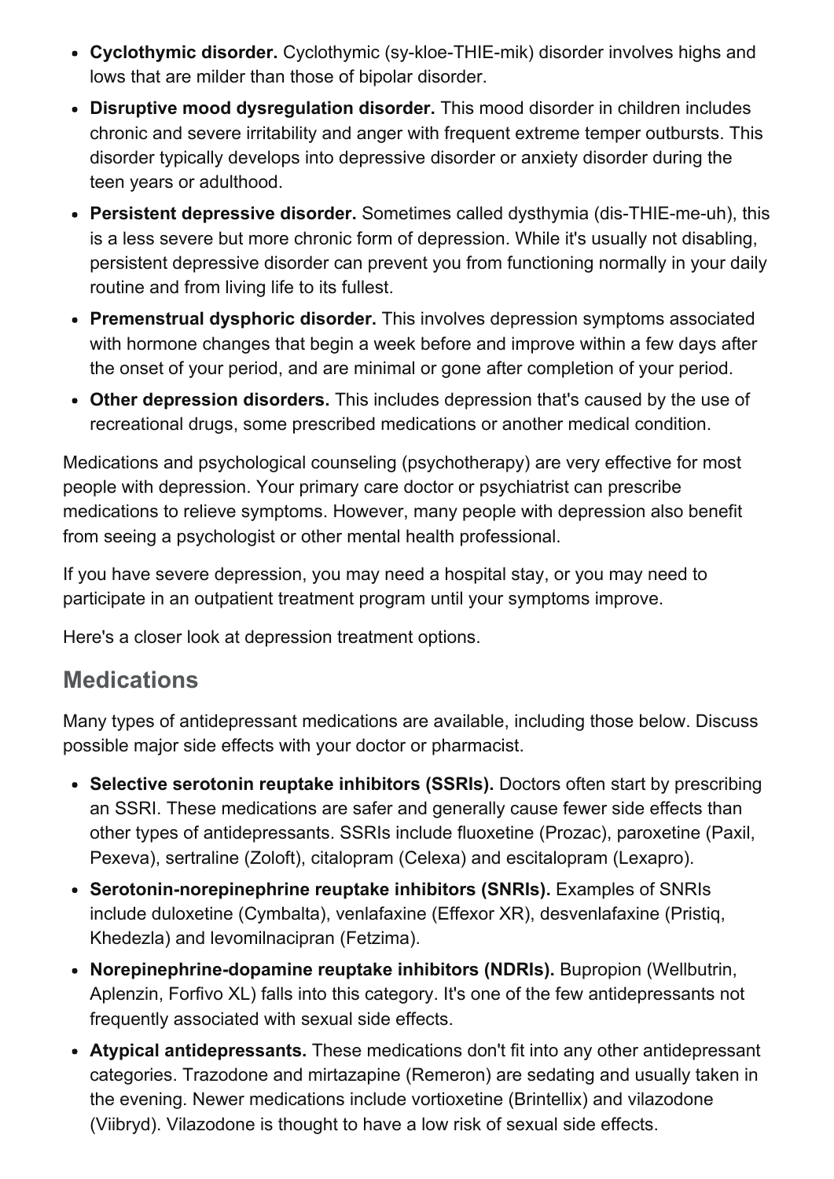- **Cyclothymic disorder.** Cyclothymic (sy-kloe-THIE-mik) disorder involves highs and lows that are milder than those of bipolar disorder.
- **Disruptive mood dysregulation disorder.** This mood disorder in children includes chronic and severe irritability and anger with frequent extreme temper outbursts. This disorder typically develops into depressive disorder or anxiety disorder during the teen years or adulthood.
- **Persistent depressive disorder.** Sometimes called dysthymia (dis-THIE-me-uh), this is a less severe but more chronic form of depression. While it's usually not disabling, persistent depressive disorder can prevent you from functioning normally in your daily routine and from living life to its fullest.
- **Premenstrual dysphoric disorder.** This involves depression symptoms associated with hormone changes that begin a week before and improve within a few days after the onset of your period, and are minimal or gone after completion of your period.
- **Other depression disorders.** This includes depression that's caused by the use of recreational drugs, some prescribed medications or another medical condition.

Medications and psychological counseling (psychotherapy) are very effective for most people with depression. Your primary care doctor or psychiatrist can prescribe medications to relieve symptoms. However, many people with depression also benefit from seeing a psychologist or other mental health professional.

If you have severe depression, you may need a hospital stay, or you may need to participate in an outpatient treatment program until your symptoms improve.

Here's a closer look at depression treatment options.

## Medications

Many types of antidepressant medications are available, including those below. Discuss possible major side effects with your doctor or pharmacist.

- **Selective serotonin reuptake inhibitors (SSRIs).** Doctors often start by prescribing an SSRI. These medications are safer and generally cause fewer side effects than other types of antidepressants. SSRIs include fluoxetine (Prozac), paroxetine (Paxil, Pexeva), sertraline (Zoloft), citalopram (Celexa) and escitalopram (Lexapro).
- **Serotonin-norepinephrine reuptake inhibitors (SNRIs).** Examples of SNRIs include duloxetine (Cymbalta), venlafaxine (Effexor XR), desvenlafaxine (Pristiq, Khedezla) and levomilnacipran (Fetzima).
- **Norepinephrine-dopamine reuptake inhibitors (NDRIs).** Bupropion (Wellbutrin, Aplenzin, Forfivo XL) falls into this category. It's one of the few antidepressants not frequently associated with sexual side effects.
- **Atypical antidepressants.** These medications don't fit into any other antidepressant categories. Trazodone and mirtazapine (Remeron) are sedating and usually taken in the evening. Newer medications include vortioxetine (Brintellix) and vilazodone (Viibryd). Vilazodone is thought to have a low risk of sexual side effects.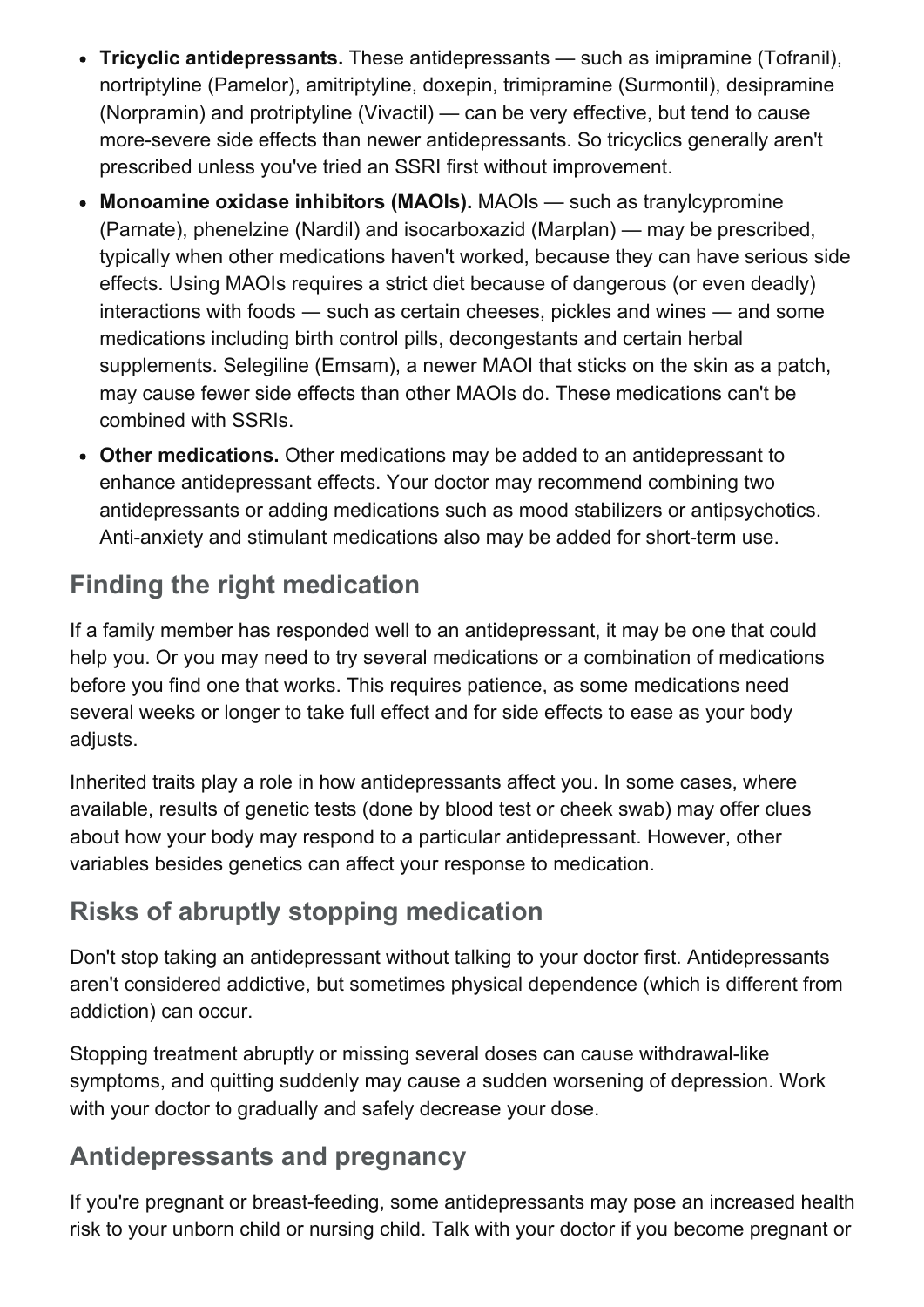- **Tricyclic antidepressants.** These antidepressants — such as imipramine (Tofranil), nortriptyline (Pamelor), amitriptyline, doxepin, trimipramine (Surmontil), desipramine (Norpramin) and protriptyline (Vivactil) — can be very effective, but tend to cause more-severe side effects than newer antidepressants. So tricyclics generally aren't prescribed unless you've tried an SSRI first without improvement.
- **Monoamine oxidase inhibitors (MAOIs).** MAOIs — such as tranylcypromine (Parnate), phenelzine (Nardil) and isocarboxazid (Marplan) — may be prescribed, typically when other medications haven't worked, because they can have serious side effects. Using MAOIs requires a strict diet because of dangerous (or even deadly) interactions with foods — such as certain cheeses, pickles and wines — and some medications including birth control pills, decongestants and certain herbal supplements. Selegiline (Emsam), a newer MAOI that sticks on the skin as a patch, may cause fewer side effects than other MAOIs do. These medications can't be combined with SSRIs.
- **Other medications.** Other medications may be added to an antidepressant to enhance antidepressant effects. Your doctor may recommend combining two antidepressants or adding medications such as mood stabilizers or antipsychotics. Anti-anxiety and stimulant medications also may be added for short-term use.

## Finding the right medication

If a family member has responded well to an antidepressant, it may be one that could help you. Or you may need to try several medications or a combination of medications before you find one that works. This requires patience, as some medications need several weeks or longer to take full effect and for side effects to ease as your body adjusts.

Inherited traits play a role in how antidepressants affect you. In some cases, where available, results of genetic tests (done by blood test or cheek swab) may offer clues about how your body may respond to a particular antidepressant. However, other variables besides genetics can affect your response to medication.

## Risks of abruptly stopping medication

Don't stop taking an antidepressant without talking to your doctor first. Antidepressants aren't considered addictive, but sometimes physical dependence (which is different from addiction) can occur.

Stopping treatment abruptly or missing several doses can cause withdrawal-like symptoms, and quitting suddenly may cause a sudden worsening of depression. Work with your doctor to gradually and safely decrease your dose.

## Antidepressants and pregnancy

If you're pregnant or breast-feeding, some antidepressants may pose an increased health risk to your unborn child or nursing child. Talk with your doctor if you become pregnant or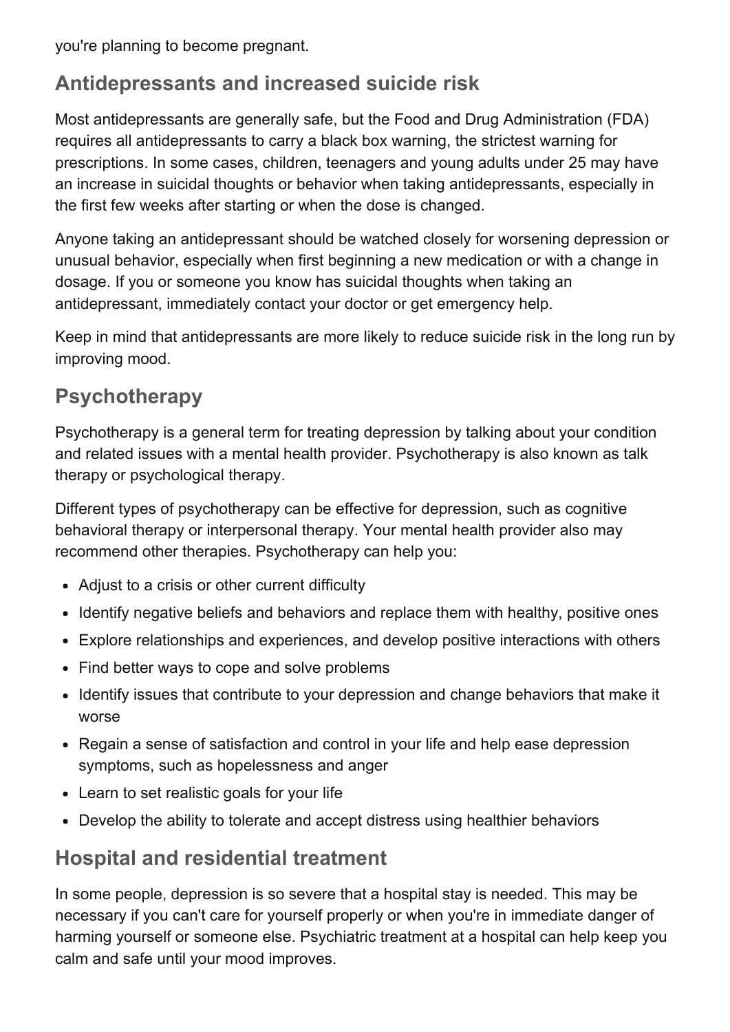you're planning to become pregnant.

## Antidepressants and increased suicide risk

Most antidepressants are generally safe, but the Food and Drug Administration (FDA) requires all antidepressants to carry a black box warning, the strictest warning for prescriptions. In some cases, children, teenagers and young adults under 25 may have an increase in suicidal thoughts or behavior when taking antidepressants, especially in the first few weeks after starting or when the dose is changed.

Anyone taking an antidepressant should be watched closely for worsening depression or unusual behavior, especially when first beginning a new medication or with a change in dosage. If you or someone you know has suicidal thoughts when taking an antidepressant, immediately contact your doctor or get emergency help.

Keep in mind that antidepressants are more likely to reduce suicide risk in the long run by improving mood.

## Psychotherapy

Psychotherapy is a general term for treating depression by talking about your condition and related issues with a mental health provider. Psychotherapy is also known as talk therapy or psychological therapy.

Different types of psychotherapy can be effective for depression, such as cognitive behavioral therapy or interpersonal therapy. Your mental health provider also may recommend other therapies. Psychotherapy can help you:

- Adjust to a crisis or other current difficulty
- Identify negative beliefs and behaviors and replace them with healthy, positive ones
- Explore relationships and experiences, and develop positive interactions with others
- Find better ways to cope and solve problems
- Identify issues that contribute to your depression and change behaviors that make it worse
- Regain a sense of satisfaction and control in your life and help ease depression symptoms, such as hopelessness and anger
- Learn to set realistic goals for your life
- Develop the ability to tolerate and accept distress using healthier behaviors

## Hospital and residential treatment

In some people, depression is so severe that a hospital stay is needed. This may be necessary if you can't care for yourself properly or when you're in immediate danger of harming yourself or someone else. Psychiatric treatment at a hospital can help keep you calm and safe until your mood improves.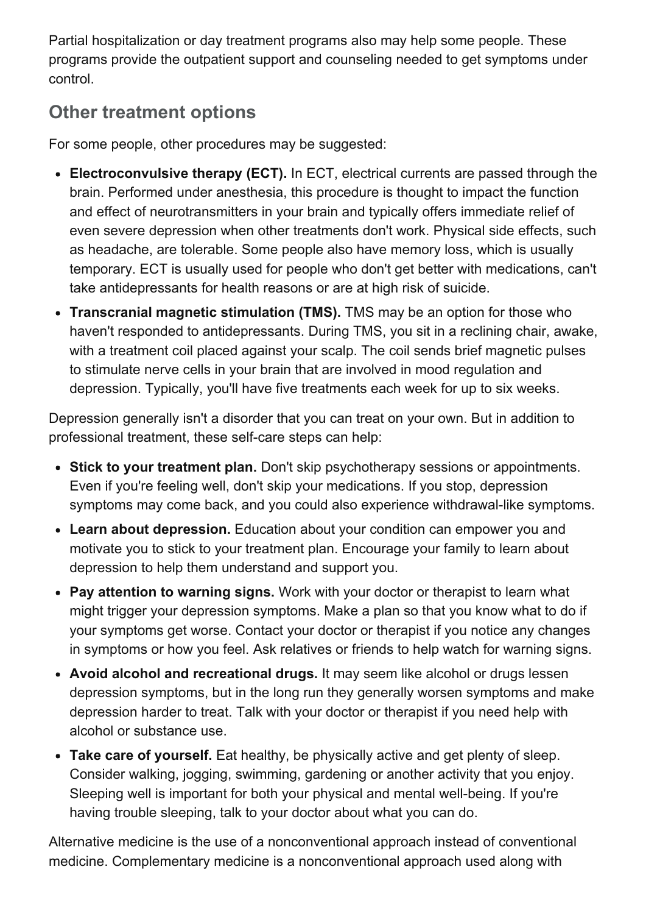Partial hospitalization or day treatment programs also may help some people. These programs provide the outpatient support and counseling needed to get symptoms under control.

## Other treatment options

For some people, other procedures may be suggested:

- **Electroconvulsive therapy (ECT).** In ECT, electrical currents are passed through the brain. Performed under anesthesia, this procedure is thought to impact the function and effect of neurotransmitters in your brain and typically offers immediate relief of even severe depression when other treatments don't work. Physical side effects, such as headache, are tolerable. Some people also have memory loss, which is usually temporary. ECT is usually used for people who don't get better with medications, can't take antidepressants for health reasons or are at high risk of suicide.
- **Transcranial magnetic stimulation (TMS).** TMS may be an option for those who haven't responded to antidepressants. During TMS, you sit in a reclining chair, awake, with a treatment coil placed against your scalp. The coil sends brief magnetic pulses to stimulate nerve cells in your brain that are involved in mood regulation and depression. Typically, you'll have five treatments each week for up to six weeks.

Depression generally isn't a disorder that you can treat on your own. But in addition to professional treatment, these self-care steps can help:

- **Stick to your treatment plan.** Don't skip psychotherapy sessions or appointments. Even if you're feeling well, don't skip your medications. If you stop, depression symptoms may come back, and you could also experience withdrawal-like symptoms.
- **Learn about depression.** Education about your condition can empower you and motivate you to stick to your treatment plan. Encourage your family to learn about depression to help them understand and support you.
- **Pay attention to warning signs.** Work with your doctor or therapist to learn what might trigger your depression symptoms. Make a plan so that you know what to do if your symptoms get worse. Contact your doctor or therapist if you notice any changes in symptoms or how you feel. Ask relatives or friends to help watch for warning signs.
- **Avoid alcohol and recreational drugs.** It may seem like alcohol or drugs lessen depression symptoms, but in the long run they generally worsen symptoms and make depression harder to treat. Talk with your doctor or therapist if you need help with alcohol or substance use.
- **Take care of yourself.** Eat healthy, be physically active and get plenty of sleep. Consider walking, jogging, swimming, gardening or another activity that you enjoy. Sleeping well is important for both your physical and mental well-being. If you're having trouble sleeping, talk to your doctor about what you can do.

Alternative medicine is the use of a nonconventional approach instead of conventional medicine. Complementary medicine is a nonconventional approach used along with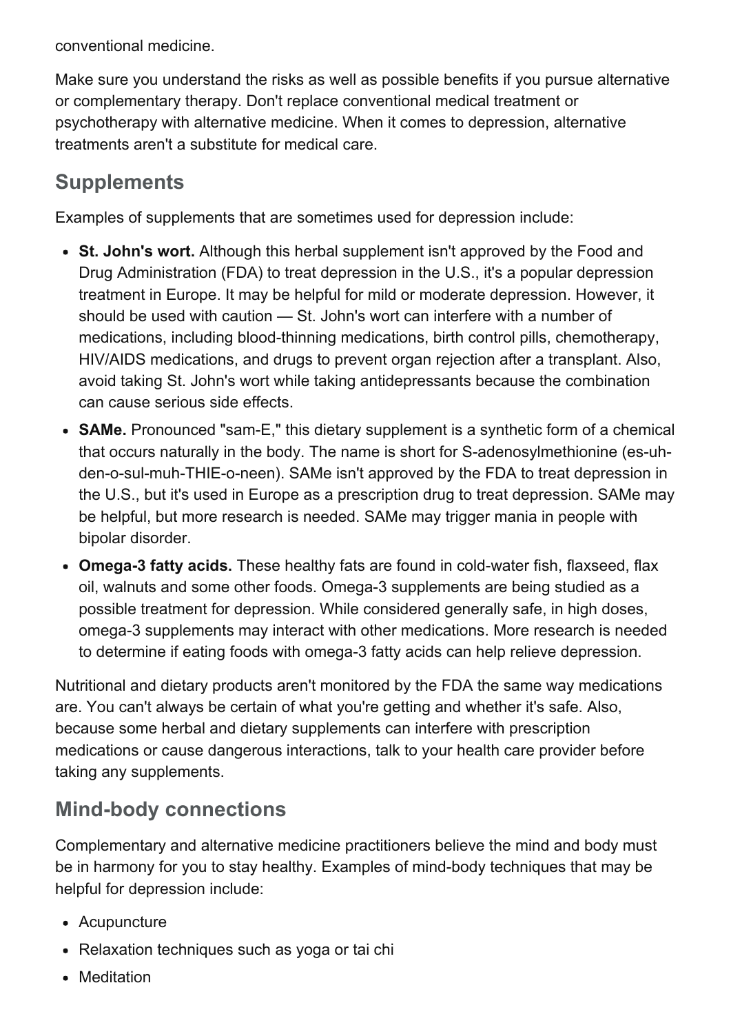conventional medicine.

Make sure you understand the risks as well as possible benefits if you pursue alternative or complementary therapy. Don't replace conventional medical treatment or psychotherapy with alternative medicine. When it comes to depression, alternative treatments aren't a substitute for medical care.

## Supplements

Examples of supplements that are sometimes used for depression include:

- **St. John's wort.** Although this herbal supplement isn't approved by the Food and Drug Administration (FDA) to treat depression in the U.S., it's a popular depression treatment in Europe. It may be helpful for mild or moderate depression. However, it should be used with caution — St. John's wort can interfere with a number of medications, including blood-thinning medications, birth control pills, chemotherapy, HIV/AIDS medications, and drugs to prevent organ rejection after a transplant. Also, avoid taking St. John's wort while taking antidepressants because the combination can cause serious side effects.
- **SAMe.** Pronounced "sam-E," this dietary supplement is a synthetic form of a chemical that occurs naturally in the body. The name is short for S-adenosylmethionine (es-uh-den-o-sul-muh-THIE-o-neen). SAMe isn't approved by the FDA to treat depression in the U.S., but it's used in Europe as a prescription drug to treat depression. SAMe may be helpful, but more research is needed. SAMe may trigger mania in people with bipolar disorder.
- **Omega-3 fatty acids.** These healthy fats are found in cold-water fish, flaxseed, flax oil, walnuts and some other foods. Omega-3 supplements are being studied as a possible treatment for depression. While considered generally safe, in high doses, omega-3 supplements may interact with other medications. More research is needed to determine if eating foods with omega-3 fatty acids can help relieve depression.

Nutritional and dietary products aren't monitored by the FDA the same way medications are. You can't always be certain of what you're getting and whether it's safe. Also, because some herbal and dietary supplements can interfere with prescription medications or cause dangerous interactions, talk to your health care provider before taking any supplements.

## Mind-body connections

Complementary and alternative medicine practitioners believe the mind and body must be in harmony for you to stay healthy. Examples of mind-body techniques that may be helpful for depression include:

- Acupuncture
- Relaxation techniques such as yoga or tai chi
- Meditation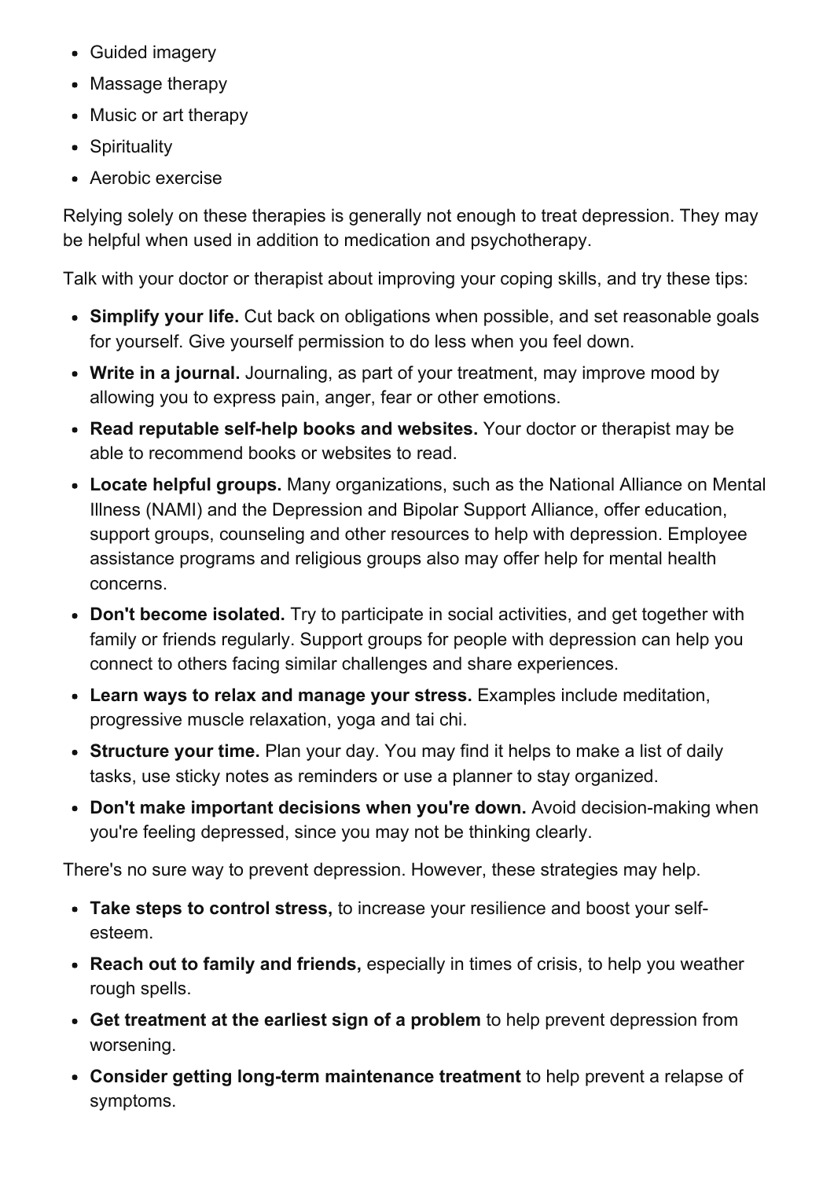- Guided imagery
- Massage therapy
- Music or art therapy
- Spirituality
- Aerobic exercise

Relying solely on these therapies is generally not enough to treat depression. They may be helpful when used in addition to medication and psychotherapy.

Talk with your doctor or therapist about improving your coping skills, and try these tips:

- **Simplify your life.** Cut back on obligations when possible, and set reasonable goals for yourself. Give yourself permission to do less when you feel down.
- **Write in a journal.** Journaling, as part of your treatment, may improve mood by allowing you to express pain, anger, fear or other emotions.
- **Read reputable self-help books and websites.** Your doctor or therapist may be able to recommend books or websites to read.
- **Locate helpful groups.** Many organizations, such as the National Alliance on Mental Illness (NAMI) and the Depression and Bipolar Support Alliance, offer education, support groups, counseling and other resources to help with depression. Employee assistance programs and religious groups also may offer help for mental health concerns.
- **Don't become isolated.** Try to participate in social activities, and get together with family or friends regularly. Support groups for people with depression can help you connect to others facing similar challenges and share experiences.
- **Learn ways to relax and manage your stress.** Examples include meditation, progressive muscle relaxation, yoga and tai chi.
- **Structure your time.** Plan your day. You may find it helps to make a list of daily tasks, use sticky notes as reminders or use a planner to stay organized.
- **Don't make important decisions when you're down.** Avoid decision-making when you're feeling depressed, since you may not be thinking clearly.

There's no sure way to prevent depression. However, these strategies may help.

- **Take steps to control stress,** to increase your resilience and boost your self-esteem.
- **Reach out to family and friends,** especially in times of crisis, to help you weather rough spells.
- **Get treatment at the earliest sign of a problem** to help prevent depression from worsening.
- **Consider getting long-term maintenance treatment** to help prevent a relapse of symptoms.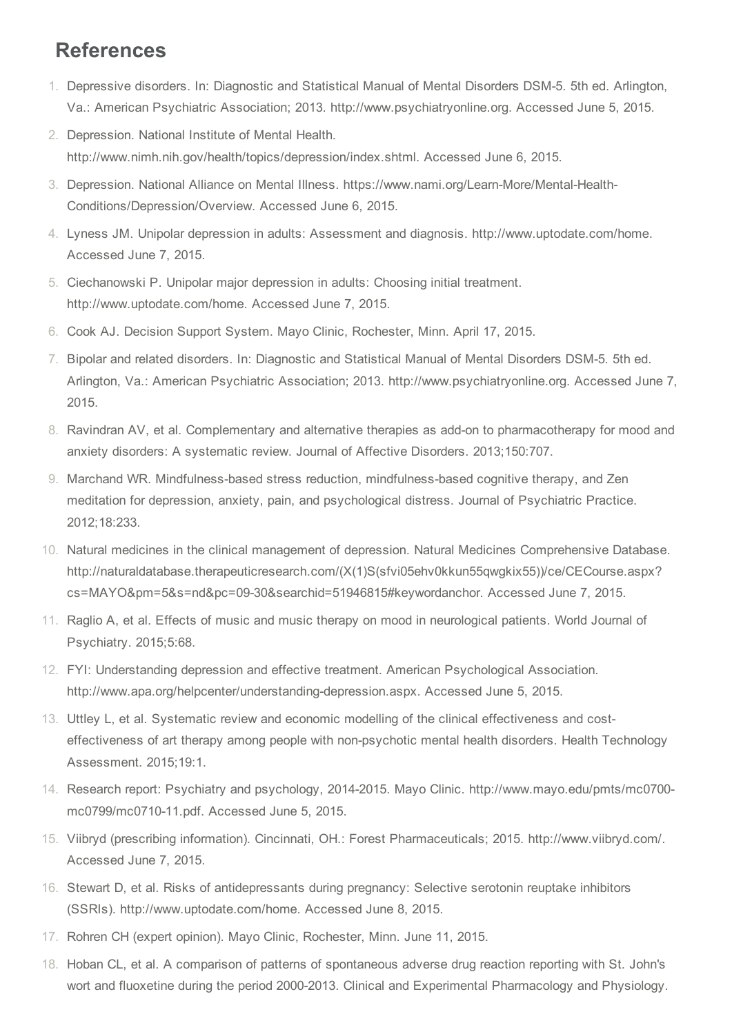## References

1. Depressive disorders. In: Diagnostic and Statistical Manual of Mental Disorders DSM-5. 5th ed. Arlington, Va.: American Psychiatric Association; 2013. http://www.psychiatryonline.org. Accessed June 5, 2015.
2. Depression. National Institute of Mental Health. http://www.nimh.nih.gov/health/topics/depression/index.shtml. Accessed June 6, 2015.
3. Depression. National Alliance on Mental Illness. https://www.nami.org/Learn-More/Mental-Health-Conditions/Depression/Overview. Accessed June 6, 2015.
4. Lyness JM. Unipolar depression in adults: Assessment and diagnosis. http://www.uptodate.com/home. Accessed June 7, 2015.
5. Ciechanowski P. Unipolar major depression in adults: Choosing initial treatment. http://www.uptodate.com/home. Accessed June 7, 2015.
6. Cook AJ. Decision Support System. Mayo Clinic, Rochester, Minn. April 17, 2015.
7. Bipolar and related disorders. In: Diagnostic and Statistical Manual of Mental Disorders DSM-5. 5th ed. Arlington, Va.: American Psychiatric Association; 2013. http://www.psychiatryonline.org. Accessed June 7, 2015.
8. Ravindran AV, et al. Complementary and alternative therapies as add-on to pharmacotherapy for mood and anxiety disorders: A systematic review. Journal of Affective Disorders. 2013;150:707.
9. Marchand WR. Mindfulness-based stress reduction, mindfulness-based cognitive therapy, and Zen meditation for depression, anxiety, pain, and psychological distress. Journal of Psychiatric Practice. 2012;18:233.
10. Natural medicines in the clinical management of depression. Natural Medicines Comprehensive Database. http://naturaldatabase.therapeuticresearch.com/(X(1)S(sfvi05ehv0kkun55qwgkix55))/ce/CECourse.aspx?cs=MAYO&pm=5&s=nd&pc=09-30&searchid=51946815#keywordanchor. Accessed June 7, 2015.
11. Raglio A, et al. Effects of music and music therapy on mood in neurological patients. World Journal of Psychiatry. 2015;5:68.
12. FYI: Understanding depression and effective treatment. American Psychological Association. http://www.apa.org/helpcenter/understanding-depression.aspx. Accessed June 5, 2015.
13. Uttley L, et al. Systematic review and economic modelling of the clinical effectiveness and cost-effectiveness of art therapy among people with non-psychotic mental health disorders. Health Technology Assessment. 2015;19:1.
14. Research report: Psychiatry and psychology, 2014-2015. Mayo Clinic. http://www.mayo.edu/pmts/mc0700-mc0799/mc0710-11.pdf. Accessed June 5, 2015.
15. Viibryd (prescribing information). Cincinnati, OH.: Forest Pharmaceuticals; 2015. http://www.viibryd.com/. Accessed June 7, 2015.
16. Stewart D, et al. Risks of antidepressants during pregnancy: Selective serotonin reuptake inhibitors (SSRIs). http://www.uptodate.com/home. Accessed June 8, 2015.
17. Rohren CH (expert opinion). Mayo Clinic, Rochester, Minn. June 11, 2015.
18. Hoban CL, et al. A comparison of patterns of spontaneous adverse drug reaction reporting with St. John's wort and fluoxetine during the period 2000-2013. Clinical and Experimental Pharmacology and Physiology.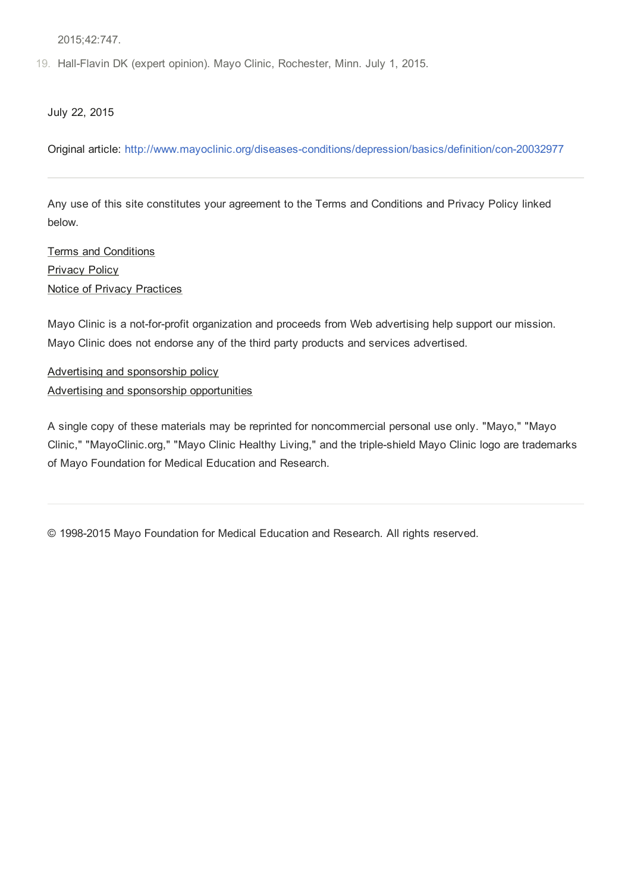2015;42:747.

19. Hall-Flavin DK (expert opinion). Mayo Clinic, Rochester, Minn. July 1, 2015.

July 22, 2015

Original article: http://www.mayoclinic.org/diseases-conditions/depression/basics/definition/con-20032977

---

Any use of this site constitutes your agreement to the Terms and Conditions and Privacy Policy linked below.

Terms and Conditions
Privacy Policy
Notice of Privacy Practices

Mayo Clinic is a not-for-profit organization and proceeds from Web advertising help support our mission. Mayo Clinic does not endorse any of the third party products and services advertised.

Advertising and sponsorship policy
Advertising and sponsorship opportunities

A single copy of these materials may be reprinted for noncommercial personal use only. "Mayo," "Mayo Clinic," "MayoClinic.org," "Mayo Clinic Healthy Living," and the triple-shield Mayo Clinic logo are trademarks of Mayo Foundation for Medical Education and Research.

---

© 1998-2015 Mayo Foundation for Medical Education and Research. All rights reserved.